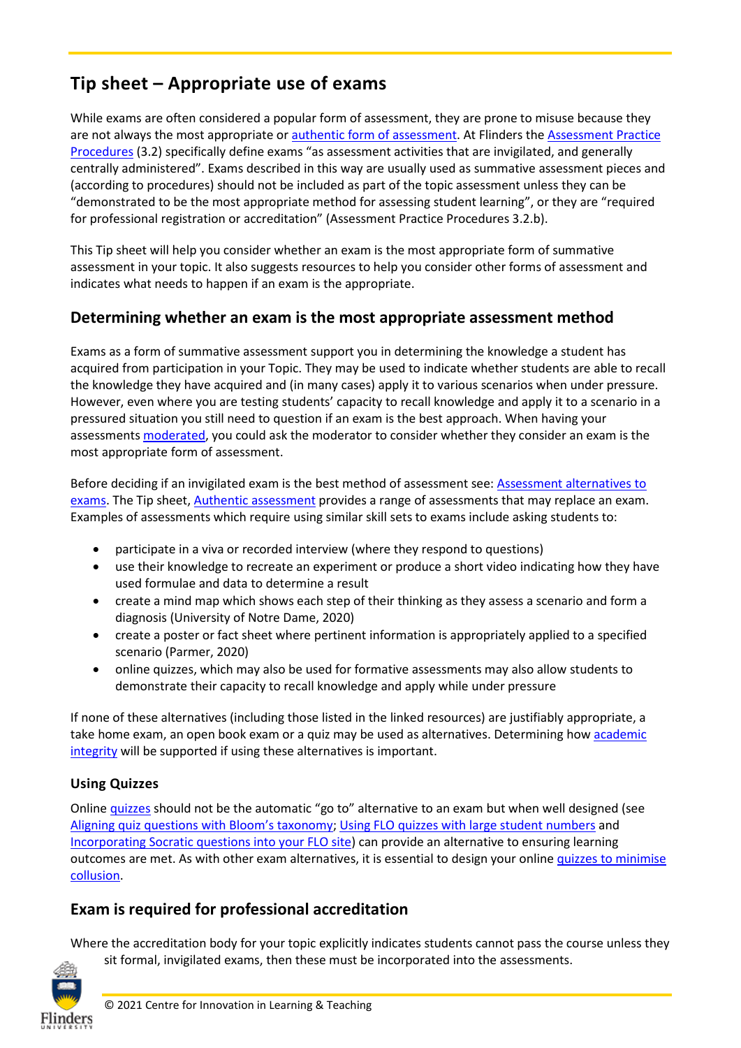# Tip sheet – Appropriate use of exams

While exams are often considered a popular form of assessment, they are prone to misuse because they are not always the most appropriate or authentic form of assessment. At Flinders the Assessment Practice Procedures (3.2) specifically define exams "as assessment activities that are invigilated, and generally centrally administered". Exams described in this way are usually used as summative assessment pieces and (according to procedures) should not be included as part of the topic assessment unless they can be "demonstrated to be the most appropriate method for assessing student learning", or they are "required for professional registration or accreditation" (Assessment Practice Procedures 3.2.b).

This Tip sheet will help you consider whether an exam is the most appropriate form of summative assessment in your topic. It also suggests resources to help you consider other forms of assessment and indicates what needs to happen if an exam is the appropriate.

## Determining whether an exam is the most appropriate assessment method

Exams as a form of summative assessment support you in determining the knowledge a student has acquired from participation in your Topic. They may be used to indicate whether students are able to recall the knowledge they have acquired and (in many cases) apply it to various scenarios when under pressure. However, even where you are testing students' capacity to recall knowledge and apply it to a scenario in a pressured situation you still need to question if an exam is the best approach. When having your assessments moderated, you could ask the moderator to consider whether they consider an exam is the most appropriate form of assessment.

Before deciding if an invigilated exam is the best method of assessment see: Assessment alternatives to exams. The Tip sheet, Authentic assessment provides a range of assessments that may replace an exam. Examples of assessments which require using similar skill sets to exams include asking students to:

- participate in a viva or recorded interview (where they respond to questions)
- use their knowledge to recreate an experiment or produce a short video indicating how they have used formulae and data to determine a result
- create a mind map which shows each step of their thinking as they assess a scenario and form a diagnosis (University of Notre Dame, 2020)
- create a poster or fact sheet where pertinent information is appropriately applied to a specified scenario (Parmer, 2020)
- online quizzes, which may also be used for formative assessments may also allow students to demonstrate their capacity to recall knowledge and apply while under pressure

If none of these alternatives (including those listed in the linked resources) are justifiably appropriate, a take home exam, an open book exam or a quiz may be used as alternatives. Determining how academic integrity will be supported if using these alternatives is important.

### Using Quizzes

Online quizzes should not be the automatic "go to" alternative to an exam but when well designed (see Aligning quiz questions with Bloom's taxonomy; Using FLO quizzes with large student numbers and Incorporating Socratic questions into your FLO site) can provide an alternative to ensuring learning outcomes are met. As with other exam alternatives, it is essential to design your online quizzes to minimise collusion.

## Exam is required for professional accreditation

Where the accreditation body for your topic explicitly indicates students cannot pass the course unless they sit formal, invigilated exams, then these must be incorporated into the assessments.

© 2021 Centre for Innovation in Learning & Teaching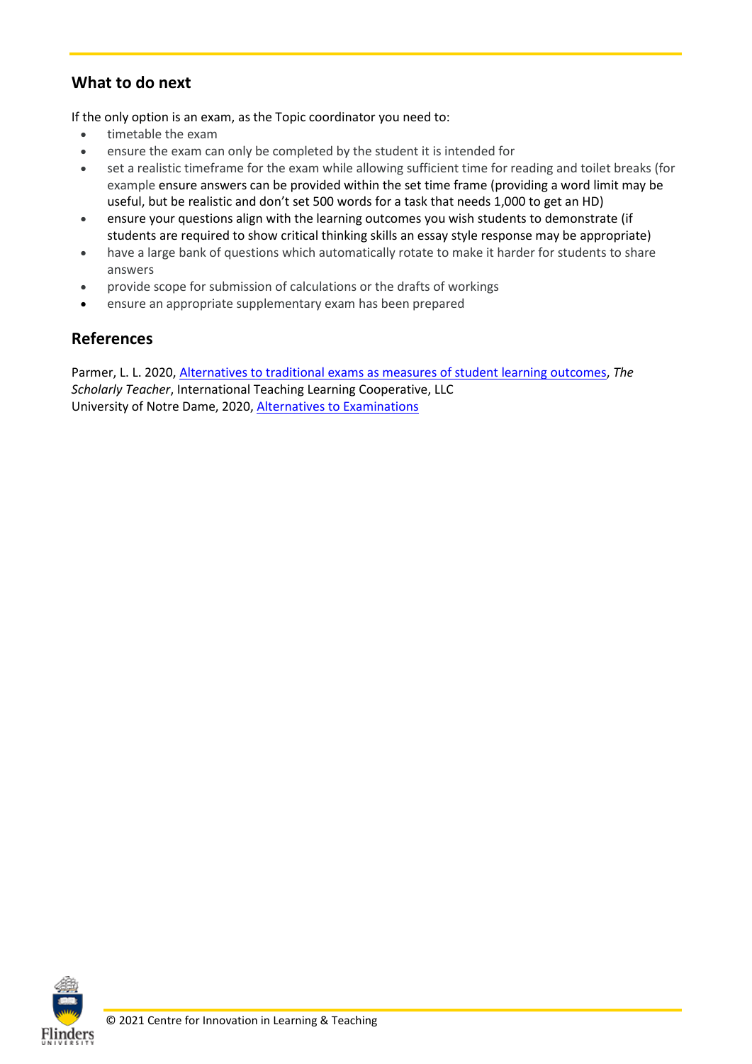## What to do next

If the only option is an exam, as the Topic coordinator you need to:

- timetable the exam
- ensure the exam can only be completed by the student it is intended for
- set a realistic timeframe for the exam while allowing sufficient time for reading and toilet breaks (for example ensure answers can be provided within the set time frame (providing a word limit may be useful, but be realistic and don't set 500 words for a task that needs 1,000 to get an HD)
- ensure your questions align with the learning outcomes you wish students to demonstrate (if students are required to show critical thinking skills an essay style response may be appropriate)
- have a large bank of questions which automatically rotate to make it harder for students to share answers
- provide scope for submission of calculations or the drafts of workings
- ensure an appropriate supplementary exam has been prepared

## References

Parmer, L. L. 2020, Alternatives to traditional exams as measures of student learning outcomes, *The Scholarly Teacher*, International Teaching Learning Cooperative, LLC
University of Notre Dame, 2020, Alternatives to Examinations

© 2021 Centre for Innovation in Learning & Teaching